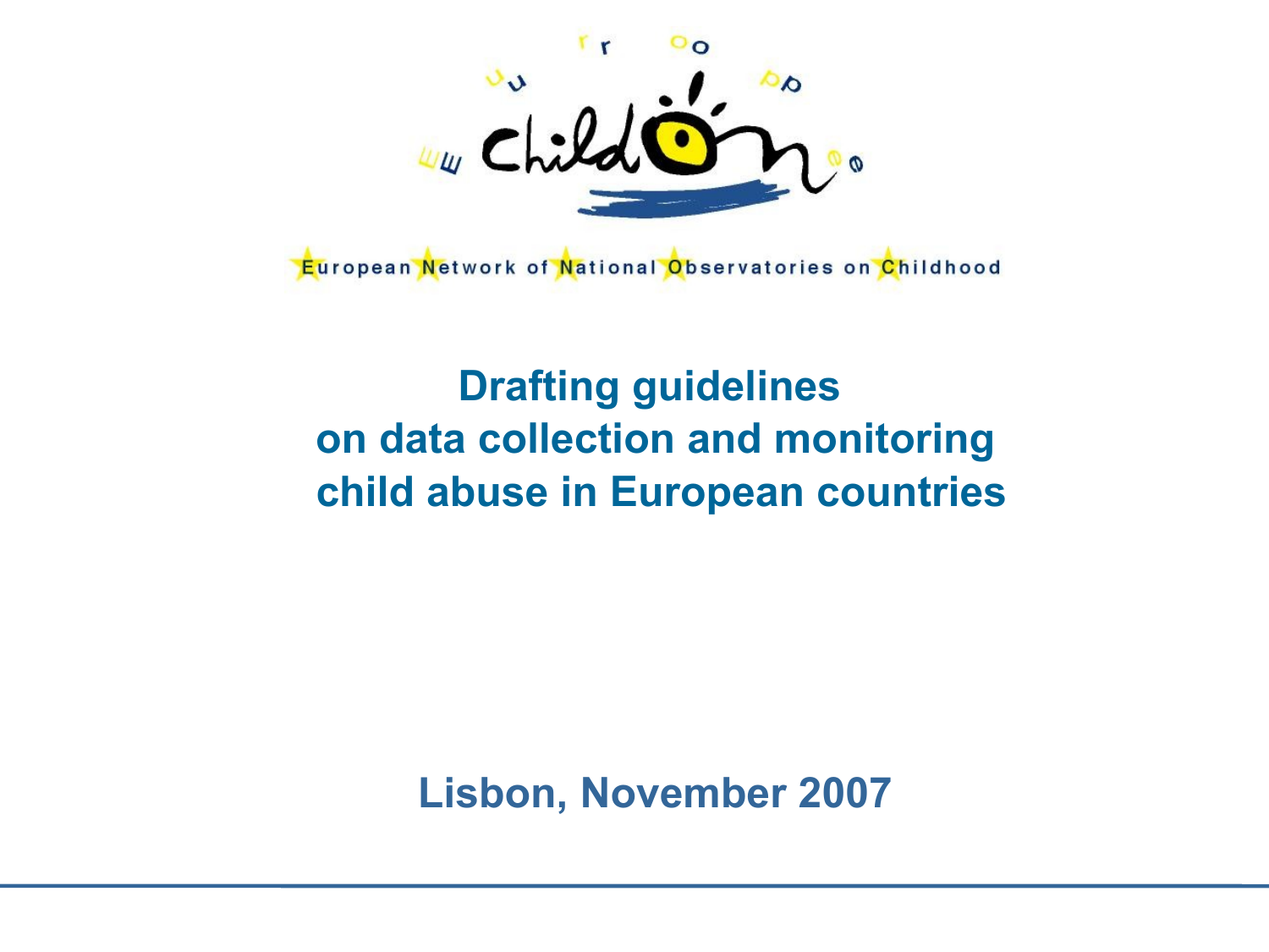European Network of National Observatories on Childhood

# Drafting guidelines on data collection and monitoring child abuse in European countries

**Lisbon, November 2007**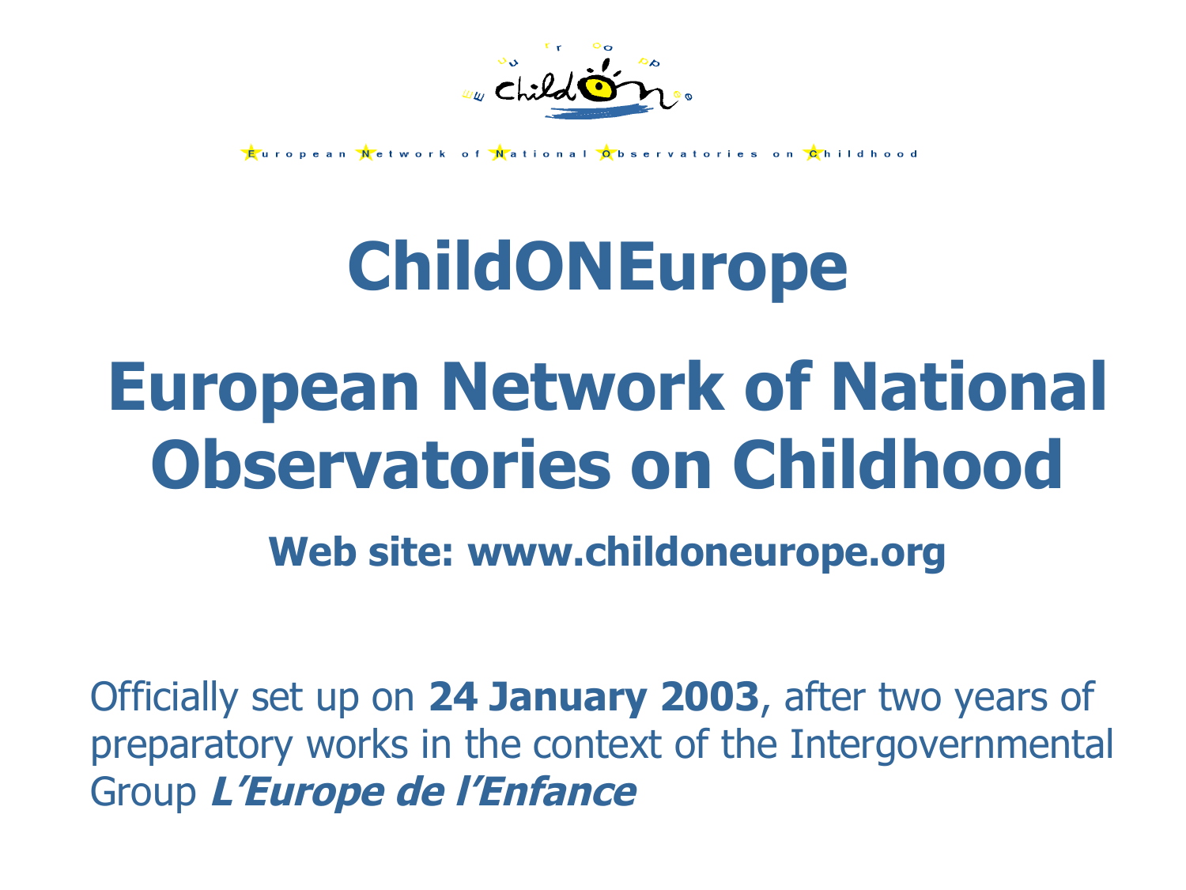European Network of National Observatories on Childhood

# ChildONEurope

# European Network of National Observatories on Childhood

**Web site: www.childoneurope.org**

Officially set up on **24 January 2003**, after two years of preparatory works in the context of the Intergovernmental Group ***L'Europe de l'Enfance***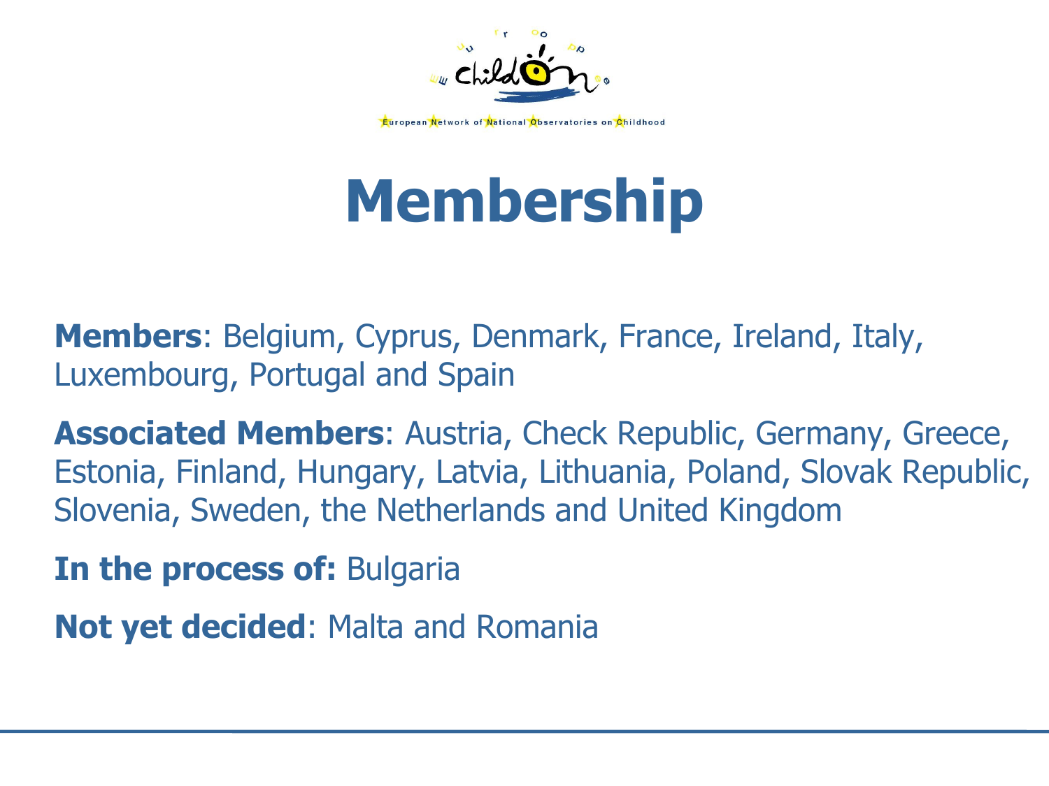European Network of National Observatories on Childhood

# Membership

**Members**: Belgium, Cyprus, Denmark, France, Ireland, Italy, Luxembourg, Portugal and Spain

**Associated Members**: Austria, Check Republic, Germany, Greece, Estonia, Finland, Hungary, Latvia, Lithuania, Poland, Slovak Republic, Slovenia, Sweden, the Netherlands and United Kingdom

**In the process of:** Bulgaria

**Not yet decided**: Malta and Romania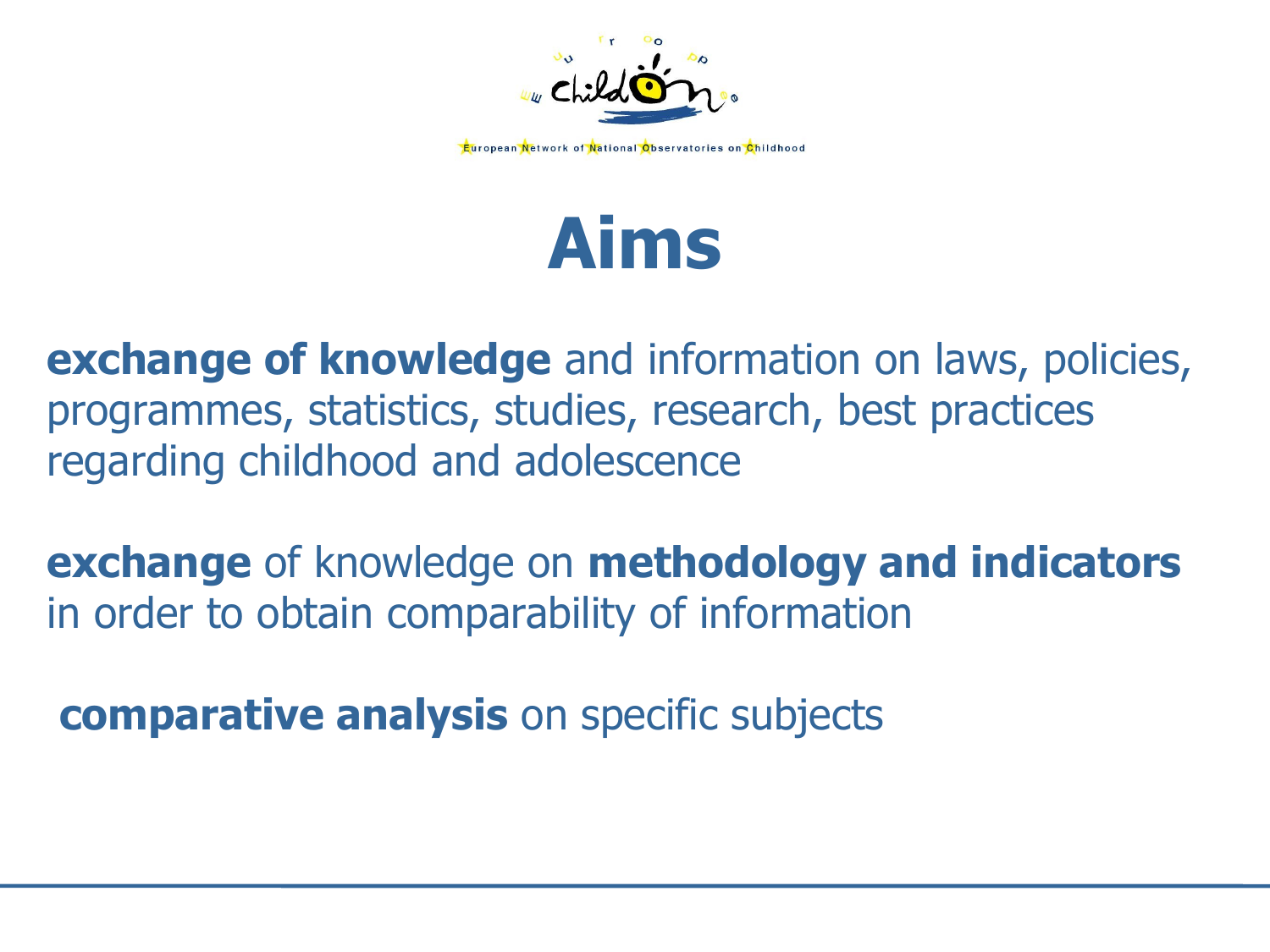# Aims

**exchange of knowledge** and information on laws, policies, programmes, statistics, studies, research, best practices regarding childhood and adolescence

**exchange** of knowledge on **methodology and indicators** in order to obtain comparability of information

**comparative analysis** on specific subjects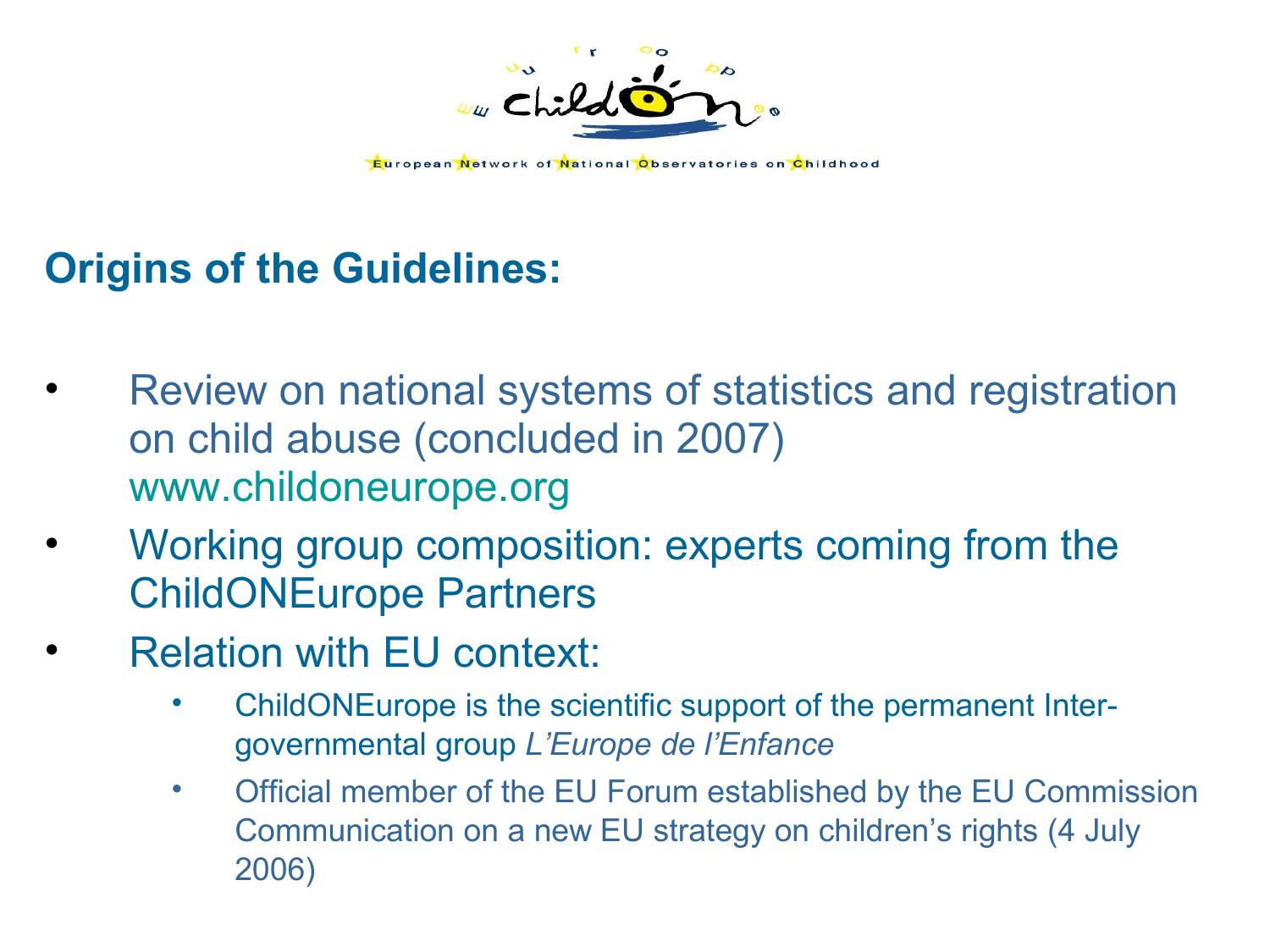European Network of National Observatories on Childhood

## Origins of the Guidelines:

- Review on national systems of statistics and registration on child abuse (concluded in 2007) www.childoneurope.org
- Working group composition: experts coming from the ChildONEurope Partners
- Relation with EU context:
  - ChildONEurope is the scientific support of the permanent Inter-governmental group *L'Europe de l'Enfance*
  - Official member of the EU Forum established by the EU Commission Communication on a new EU strategy on children's rights (4 July 2006)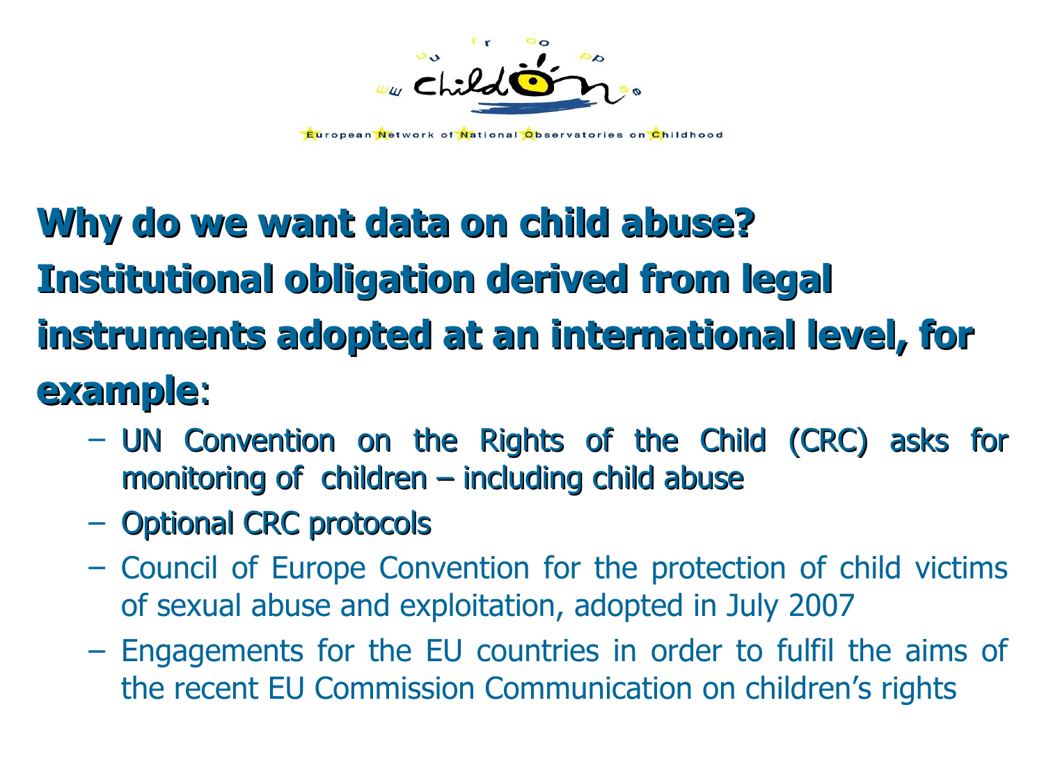# Why do we want data on child abuse?

## Institutional obligation derived from legal instruments adopted at an international level, for example:

- UN Convention on the Rights of the Child (CRC) asks for monitoring of children – including child abuse
- Optional CRC protocols
- Council of Europe Convention for the protection of child victims of sexual abuse and exploitation, adopted in July 2007
- Engagements for the EU countries in order to fulfil the aims of the recent EU Commission Communication on children's rights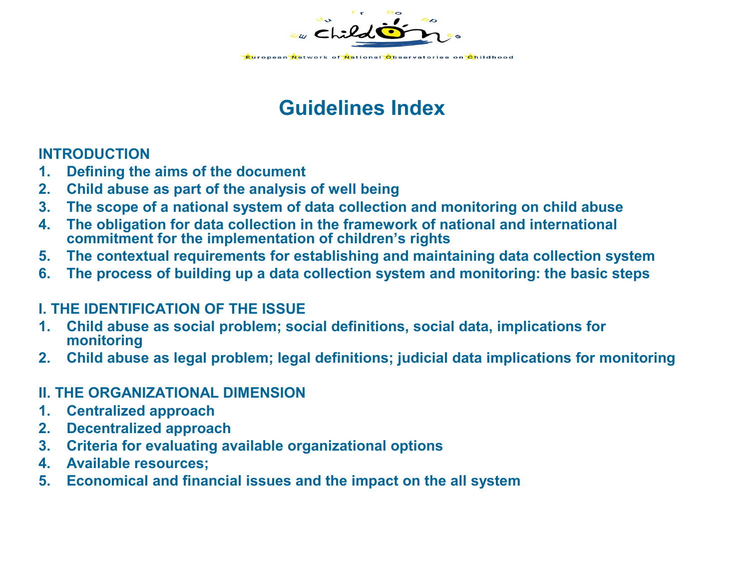# Guidelines Index

**INTRODUCTION**

1. **Defining the aims of the document**
2. **Child abuse as part of the analysis of well being**
3. **The scope of a national system of data collection and monitoring on child abuse**
4. **The obligation for data collection in the framework of national and international commitment for the implementation of children's rights**
5. **The contextual requirements for establishing and maintaining data collection system**
6. **The process of building up a data collection system and monitoring: the basic steps**

**I. THE IDENTIFICATION OF THE ISSUE**

1. **Child abuse as social problem; social definitions, social data, implications for monitoring**
2. **Child abuse as legal problem; legal definitions; judicial data implications for monitoring**

**II. THE ORGANIZATIONAL DIMENSION**

1. **Centralized approach**
2. **Decentralized approach**
3. **Criteria for evaluating available organizational options**
4. **Available resources;**
5. **Economical and financial issues and the impact on the all system**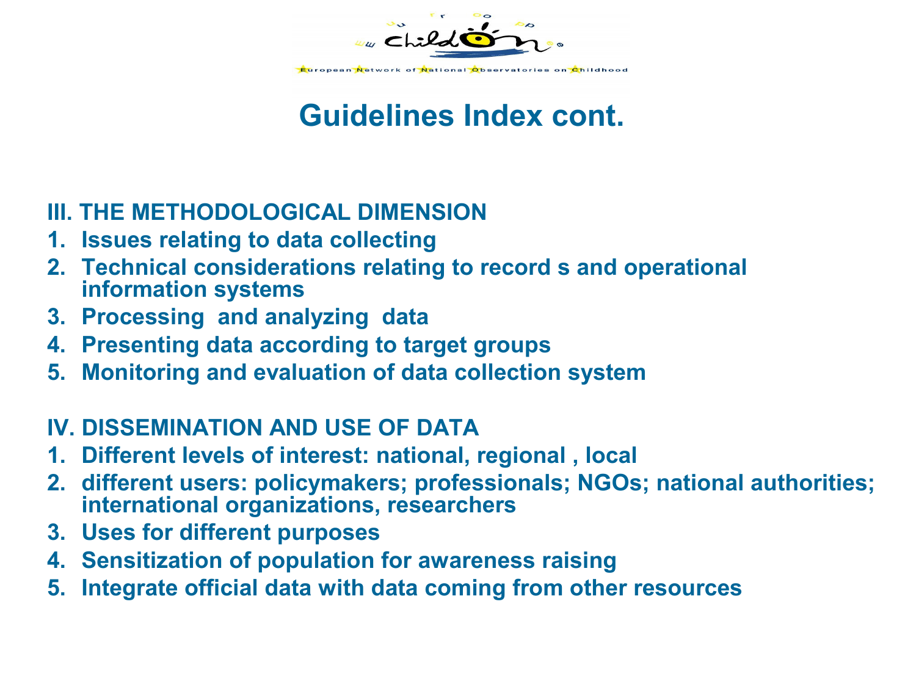# Guidelines Index cont.

**III. THE METHODOLOGICAL DIMENSION**

1. **Issues relating to data collecting**
2. **Technical considerations relating to record s and operational information systems**
3. **Processing and analyzing data**
4. **Presenting data according to target groups**
5. **Monitoring and evaluation of data collection system**

**IV. DISSEMINATION AND USE OF DATA**

1. **Different levels of interest: national, regional , local**
2. **different users: policymakers; professionals; NGOs; national authorities; international organizations, researchers**
3. **Uses for different purposes**
4. **Sensitization of population for awareness raising**
5. **Integrate official data with data coming from other resources**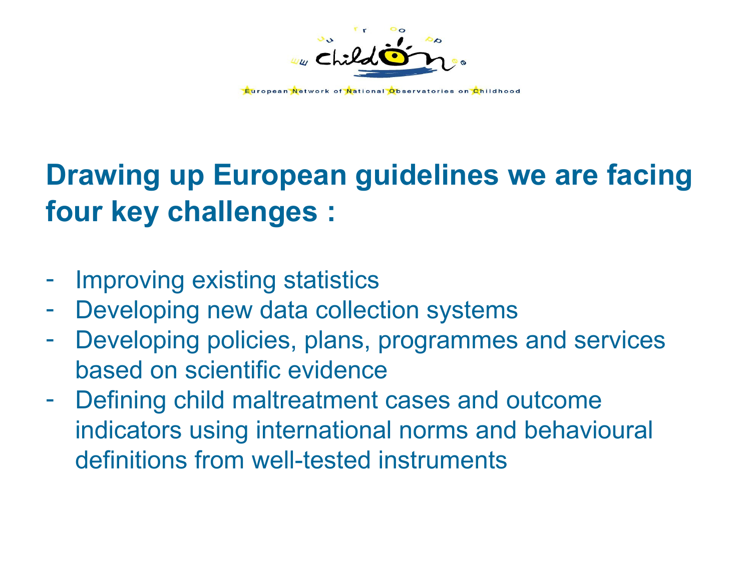European Network of National Observatories on Childhood

## Drawing up European guidelines we are facing four key challenges :

- Improving existing statistics
- Developing new data collection systems
- Developing policies, plans, programmes and services based on scientific evidence
- Defining child maltreatment cases and outcome indicators using international norms and behavioural definitions from well-tested instruments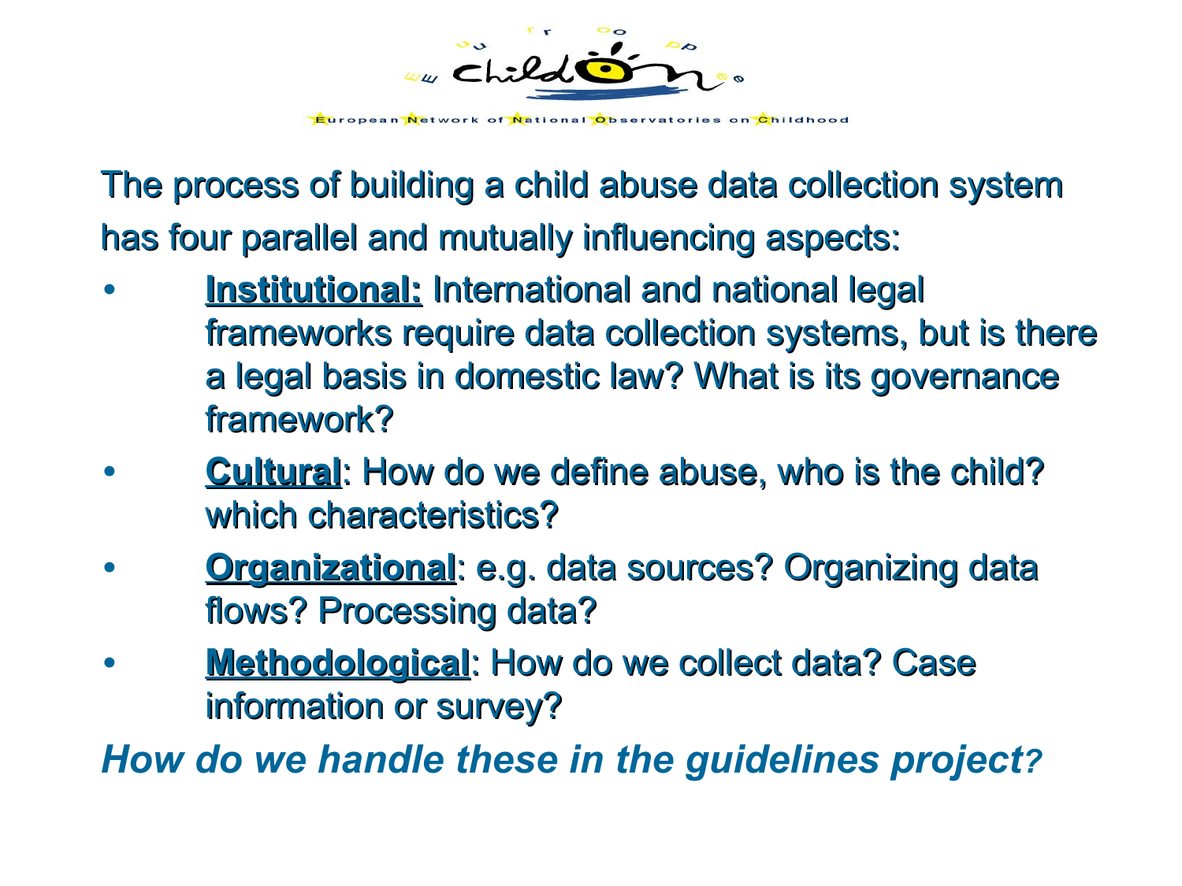The process of building a child abuse data collection system has four parallel and mutually influencing aspects:

- **Institutional:** International and national legal frameworks require data collection systems, but is there a legal basis in domestic law? What is its governance framework?
- **Cultural**: How do we define abuse, who is the child? which characteristics?
- **Organizational**: e.g. data sources? Organizing data flows? Processing data?
- **Methodological**: How do we collect data? Case information or survey?

***How do we handle these in the guidelines project?***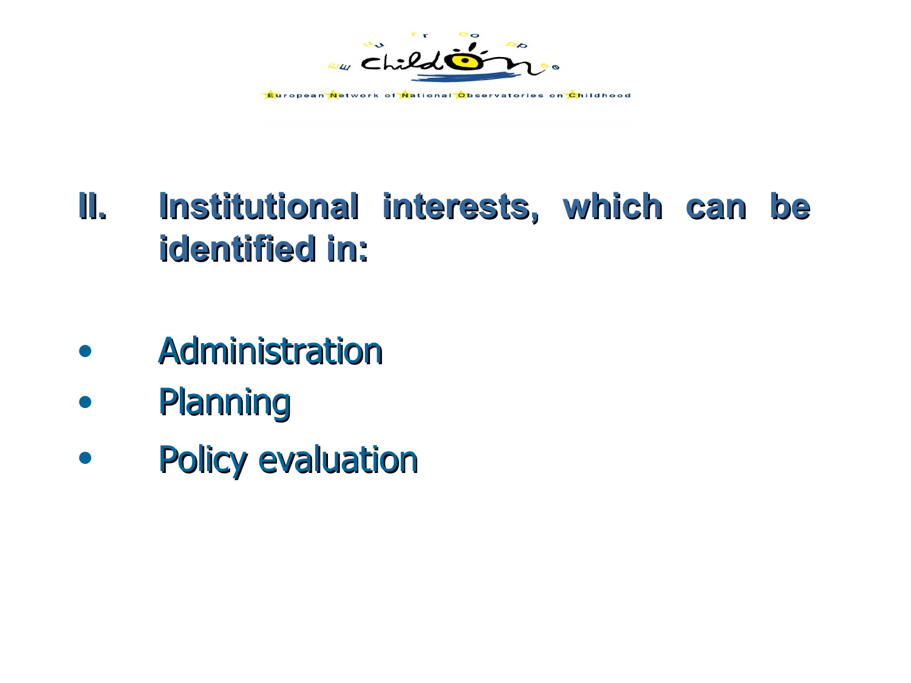## II. Institutional interests, which can be identified in:

- Administration
- Planning
- Policy evaluation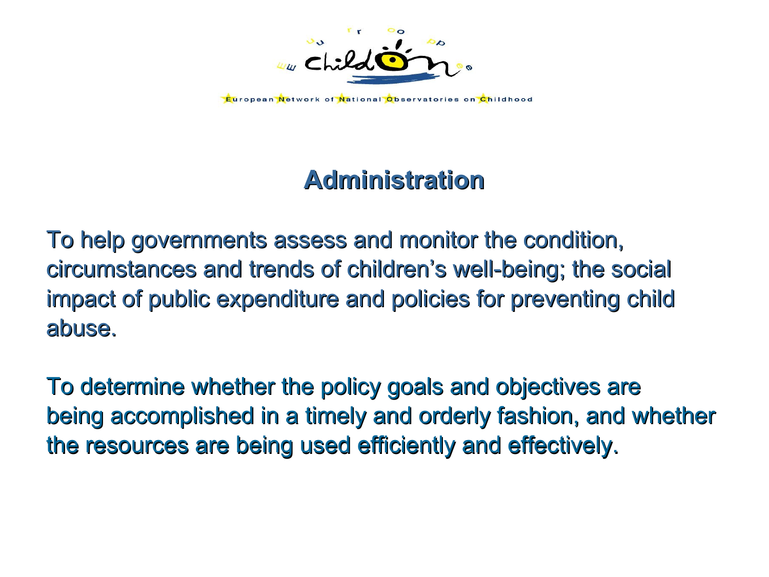European Network of National Observatories on Childhood

## Administration

To help governments assess and monitor the condition, circumstances and trends of children's well-being; the social impact of public expenditure and policies for preventing child abuse.

To determine whether the policy goals and objectives are being accomplished in a timely and orderly fashion, and whether the resources are being used efficiently and effectively.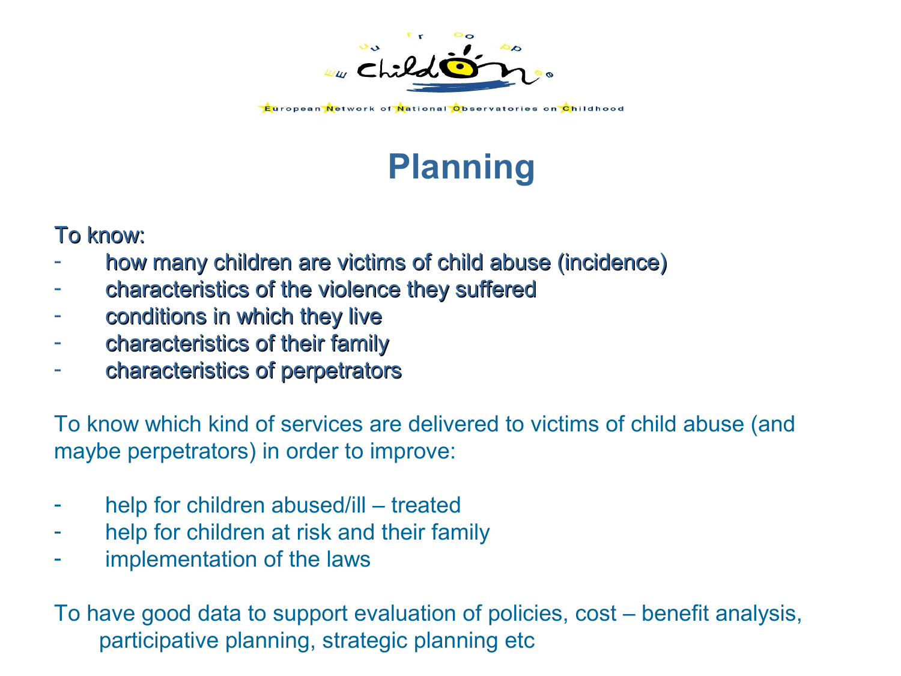# Planning

To know:

- how many children are victims of child abuse (incidence)
- characteristics of the violence they suffered
- conditions in which they live
- characteristics of their family
- characteristics of perpetrators

To know which kind of services are delivered to victims of child abuse (and maybe perpetrators) in order to improve:

- help for children abused/ill – treated
- help for children at risk and their family
- implementation of the laws

To have good data to support evaluation of policies, cost – benefit analysis, participative planning, strategic planning etc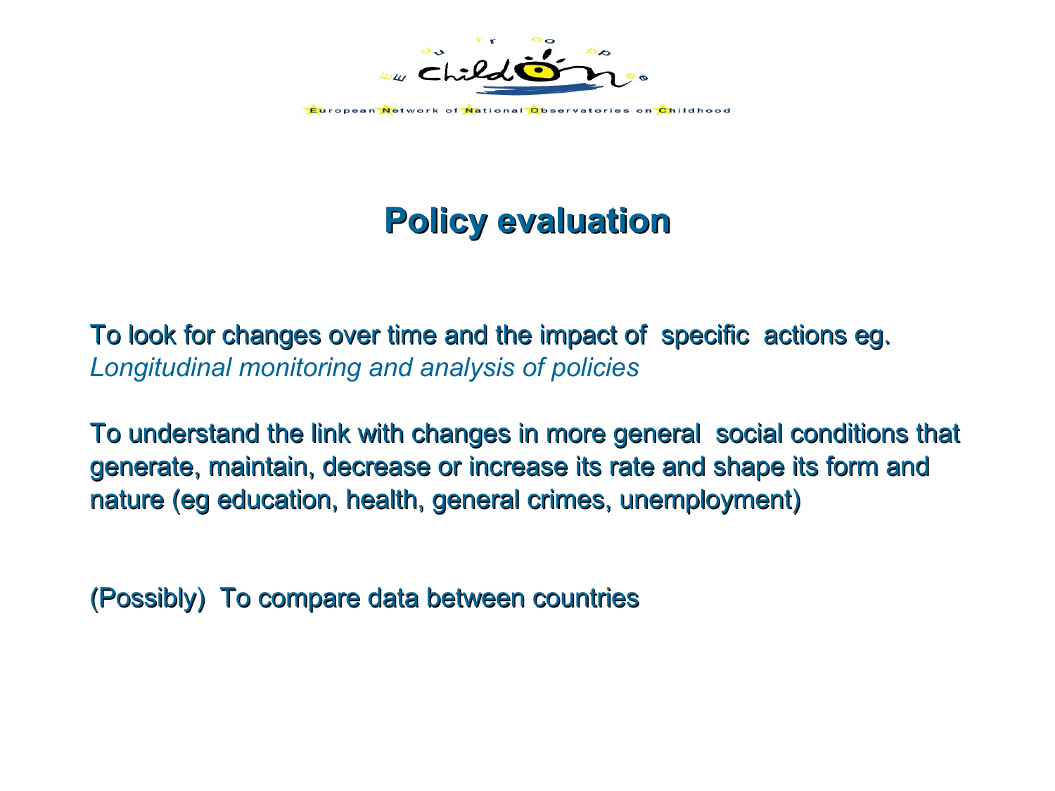European Network of National Observatories on Childhood

# Policy evaluation

To look for changes over time and the impact of specific actions eg. *Longitudinal monitoring and analysis of policies*

To understand the link with changes in more general social conditions that generate, maintain, decrease or increase its rate and shape its form and nature (eg education, health, general crimes, unemployment)

(Possibly) To compare data between countries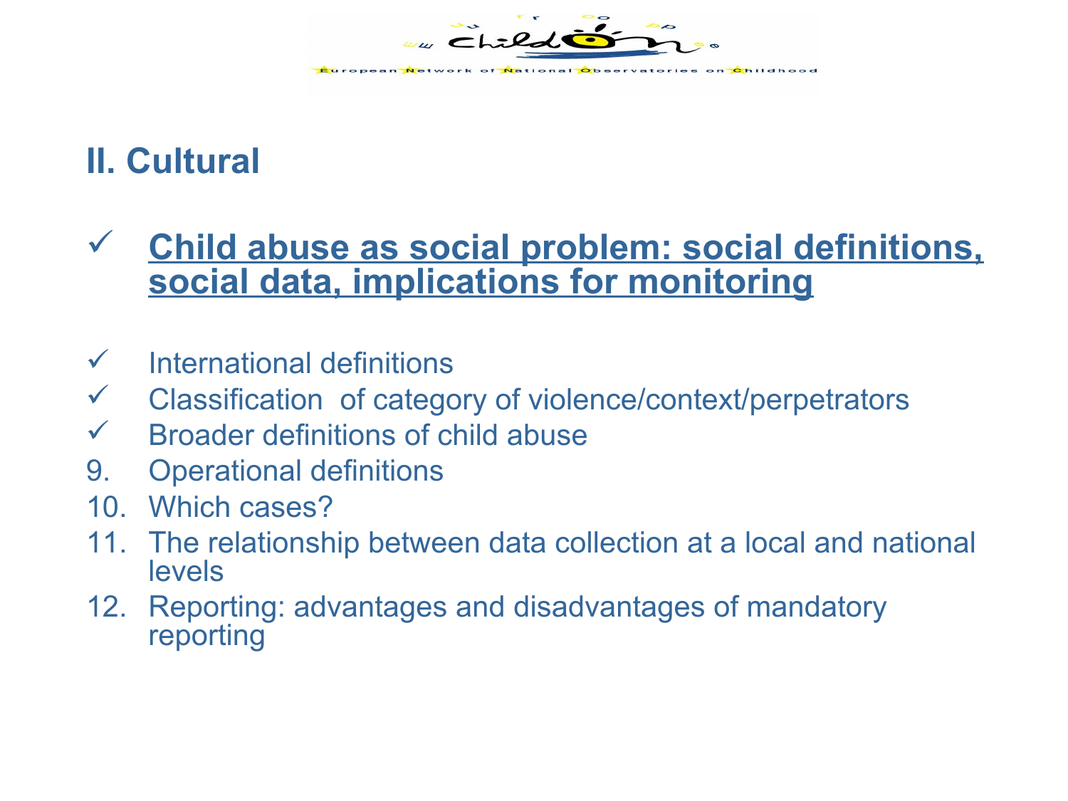## II. Cultural

- ✓ **Child abuse as social problem: social definitions, social data, implications for monitoring**

- ✓ International definitions
- ✓ Classification of category of violence/context/perpetrators
- ✓ Broader definitions of child abuse

9. Operational definitions
10. Which cases?
11. The relationship between data collection at a local and national levels
12. Reporting: advantages and disadvantages of mandatory reporting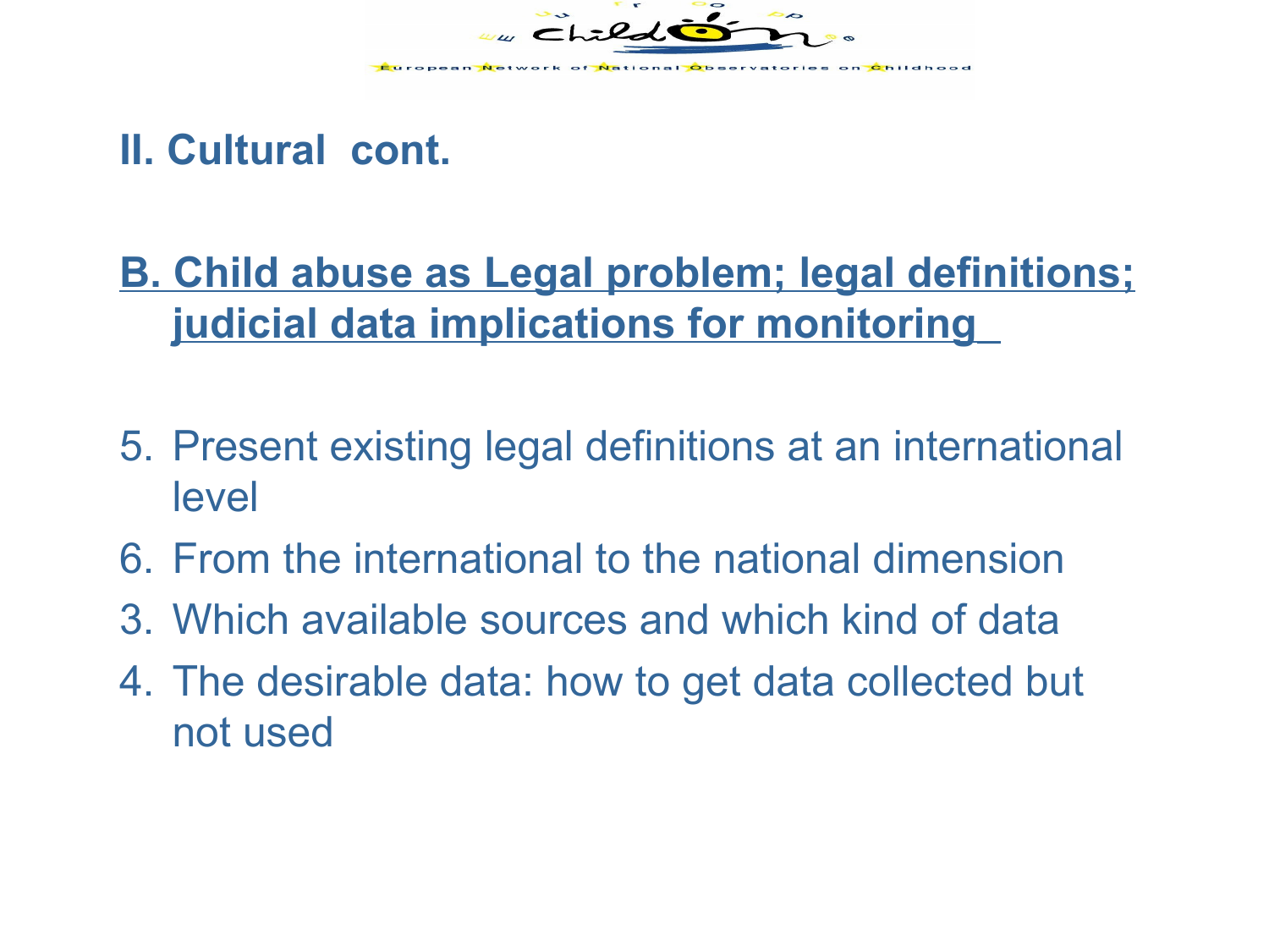## II. Cultural cont.

### B. Child abuse as Legal problem; legal definitions; judicial data implications for monitoring

5. Present existing legal definitions at an international level
6. From the international to the national dimension
3. Which available sources and which kind of data
4. The desirable data: how to get data collected but not used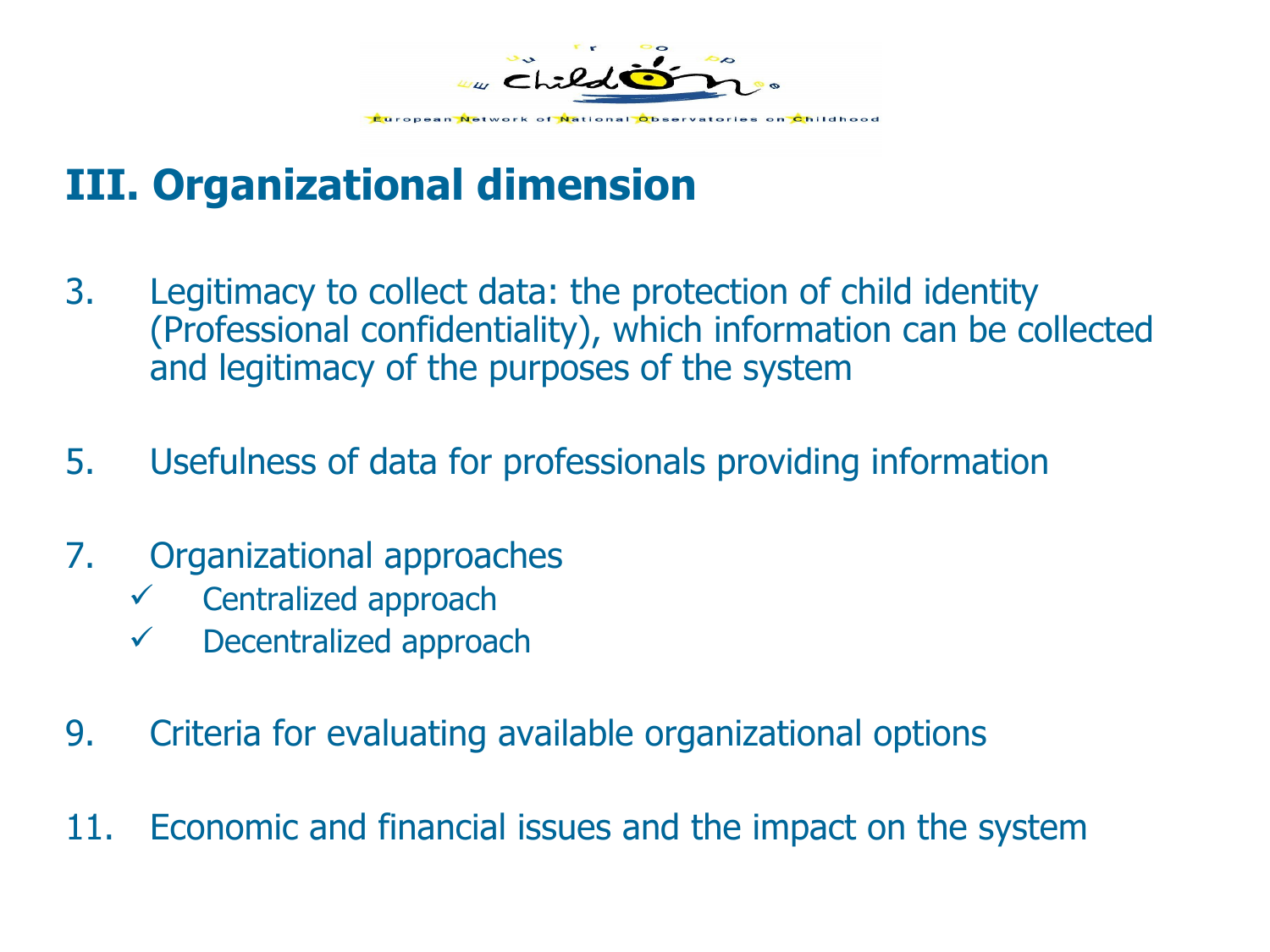# III. Organizational dimension

3. Legitimacy to collect data: the protection of child identity (Professional confidentiality), which information can be collected and legitimacy of the purposes of the system

5. Usefulness of data for professionals providing information

7. Organizational approaches
   - ✓ Centralized approach
   - ✓ Decentralized approach

9. Criteria for evaluating available organizational options

11. Economic and financial issues and the impact on the system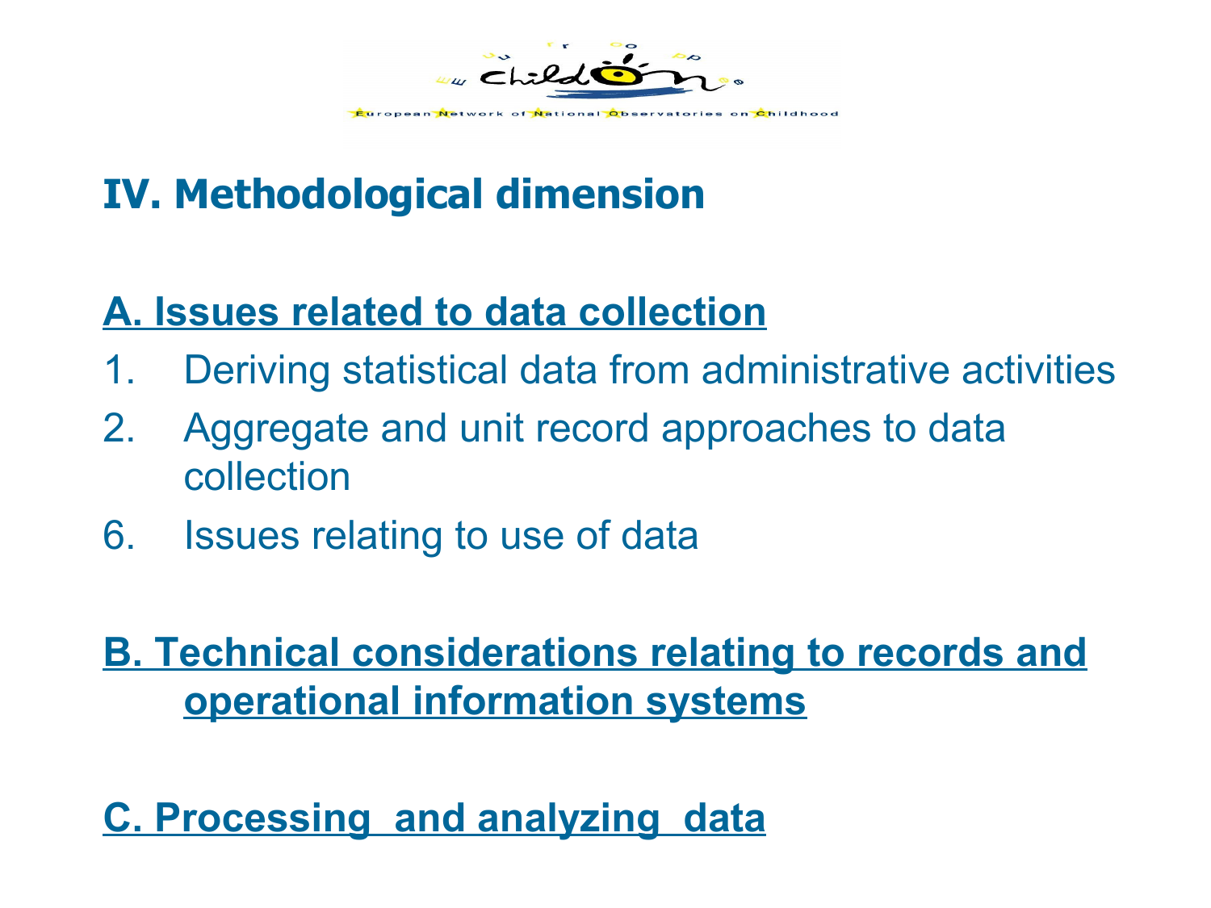# IV. Methodological dimension

## A. Issues related to data collection

1. Deriving statistical data from administrative activities
2. Aggregate and unit record approaches to data collection
6. Issues relating to use of data

## B. Technical considerations relating to records and operational information systems

## C. Processing and analyzing data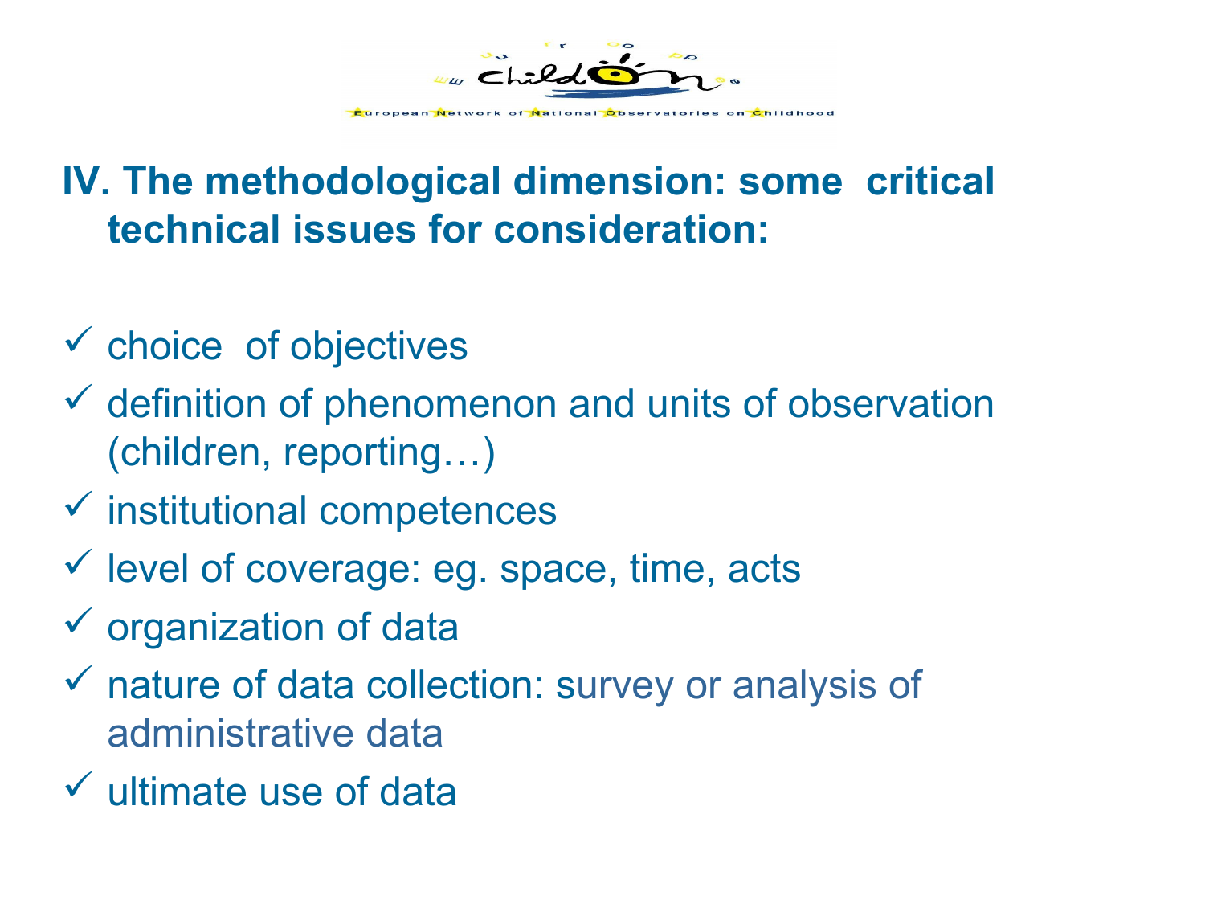## IV. The methodological dimension: some critical technical issues for consideration:

- ✓ choice of objectives
- ✓ definition of phenomenon and units of observation (children, reporting…)
- ✓ institutional competences
- ✓ level of coverage: eg. space, time, acts
- ✓ organization of data
- ✓ nature of data collection: survey or analysis of administrative data
- ✓ ultimate use of data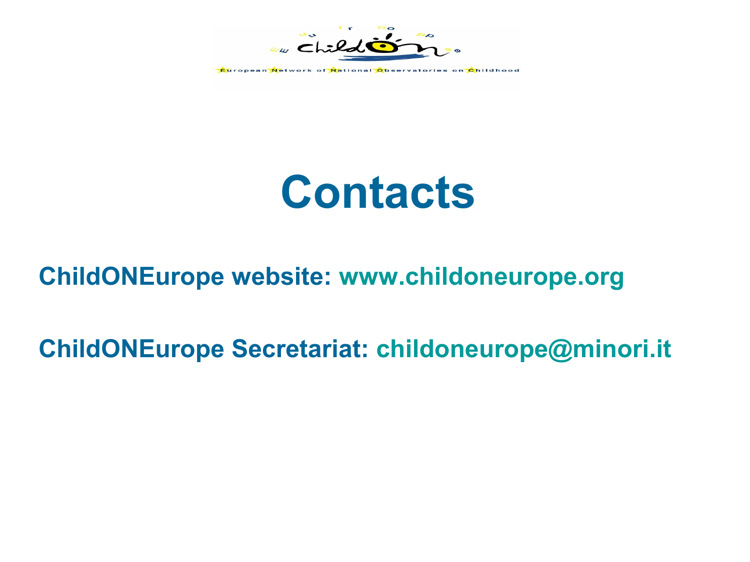European Network of National Observatories on Childhood

# Contacts

**ChildONEurope website: www.childoneurope.org**

**ChildONEurope Secretariat: childoneurope@minori.it**